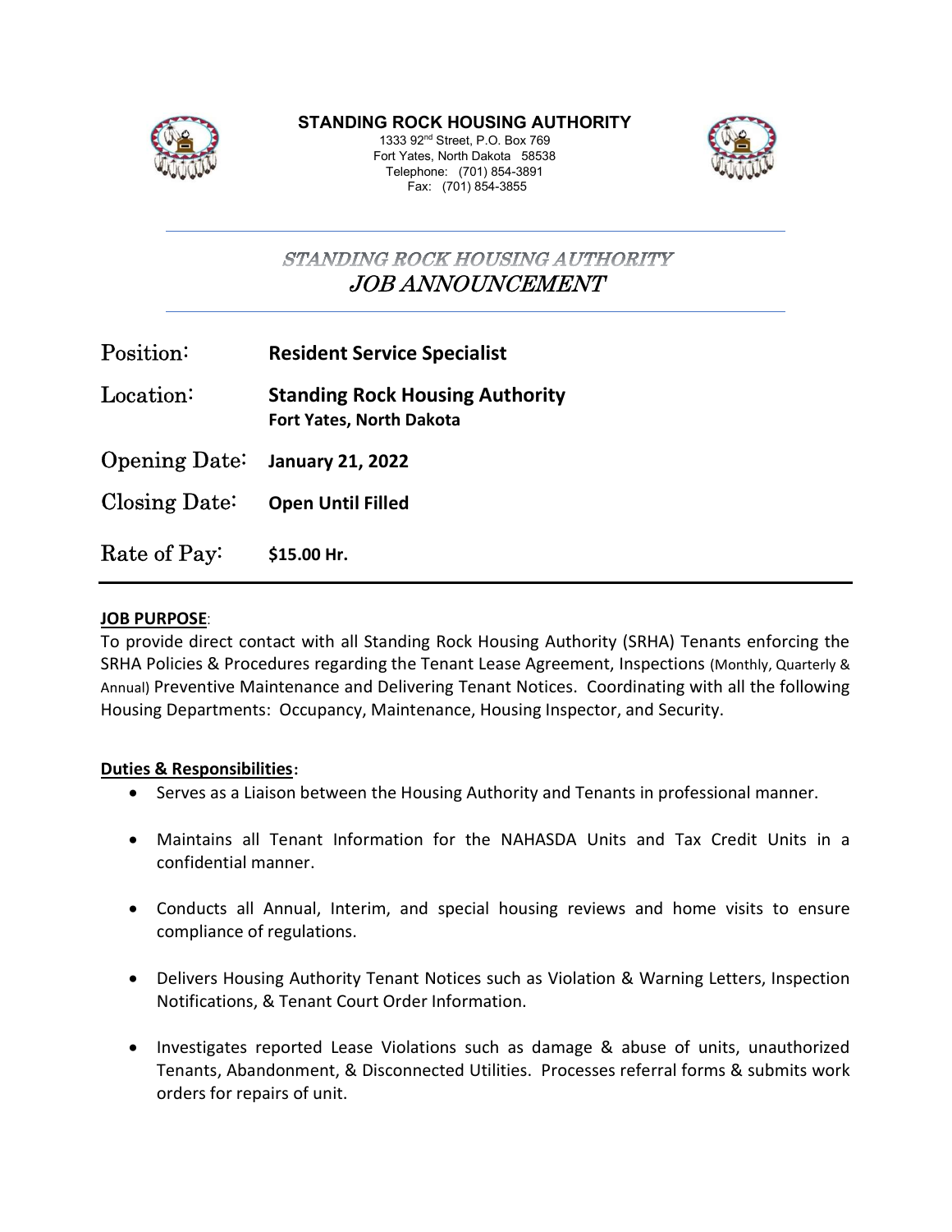**STANDING ROCK HOUSING AUTHORITY**

1333 92nd Street, P.O. Box 769
Fort Yates, North Dakota 58538
Telephone: (701) 854-3891
Fax: (701) 854-3855

---

# *STANDING ROCK HOUSING AUTHORITY*
# *JOB ANNOUNCEMENT*

---

| | |
|---|---|
| Position: | **Resident Service Specialist** |
| Location: | **Standing Rock Housing Authority**<br>**Fort Yates, North Dakota** |
| Opening Date: | **January 21, 2022** |
| Closing Date: | **Open Until Filled** |
| Rate of Pay: | **$15.00 Hr.** |

---

**JOB PURPOSE**:

To provide direct contact with all Standing Rock Housing Authority (SRHA) Tenants enforcing the SRHA Policies & Procedures regarding the Tenant Lease Agreement, Inspections (Monthly, Quarterly & Annual) Preventive Maintenance and Delivering Tenant Notices. Coordinating with all the following Housing Departments: Occupancy, Maintenance, Housing Inspector, and Security.

**Duties & Responsibilities**:

- Serves as a Liaison between the Housing Authority and Tenants in professional manner.
- Maintains all Tenant Information for the NAHASDA Units and Tax Credit Units in a confidential manner.
- Conducts all Annual, Interim, and special housing reviews and home visits to ensure compliance of regulations.
- Delivers Housing Authority Tenant Notices such as Violation & Warning Letters, Inspection Notifications, & Tenant Court Order Information.
- Investigates reported Lease Violations such as damage & abuse of units, unauthorized Tenants, Abandonment, & Disconnected Utilities. Processes referral forms & submits work orders for repairs of unit.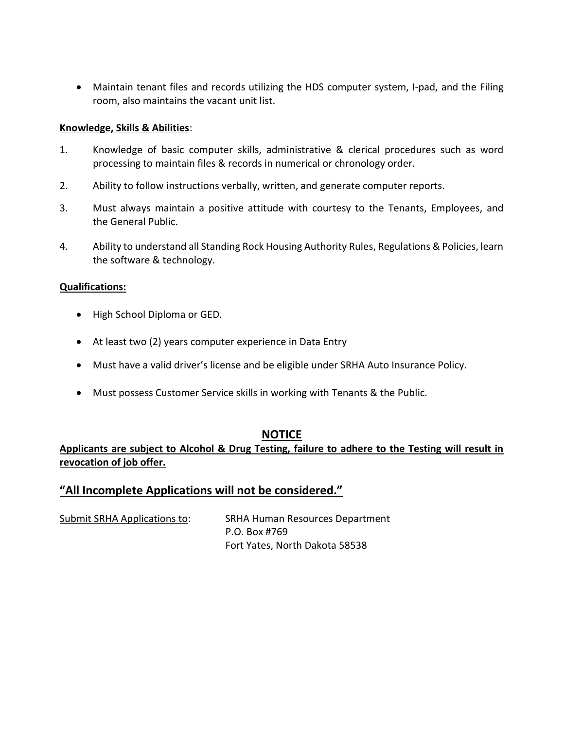- Maintain tenant files and records utilizing the HDS computer system, I-pad, and the Filing room, also maintains the vacant unit list.

**Knowledge, Skills & Abilities**:

1. Knowledge of basic computer skills, administrative & clerical procedures such as word processing to maintain files & records in numerical or chronology order.
2. Ability to follow instructions verbally, written, and generate computer reports.
3. Must always maintain a positive attitude with courtesy to the Tenants, Employees, and the General Public.
4. Ability to understand all Standing Rock Housing Authority Rules, Regulations & Policies, learn the software & technology.

**Qualifications:**

- High School Diploma or GED.
- At least two (2) years computer experience in Data Entry
- Must have a valid driver's license and be eligible under SRHA Auto Insurance Policy.
- Must possess Customer Service skills in working with Tenants & the Public.

## NOTICE

**Applicants are subject to Alcohol & Drug Testing, failure to adhere to the Testing will result in revocation of job offer.**

## "All Incomplete Applications will not be considered."

Submit SRHA Applications to:

SRHA Human Resources Department
P.O. Box #769
Fort Yates, North Dakota 58538